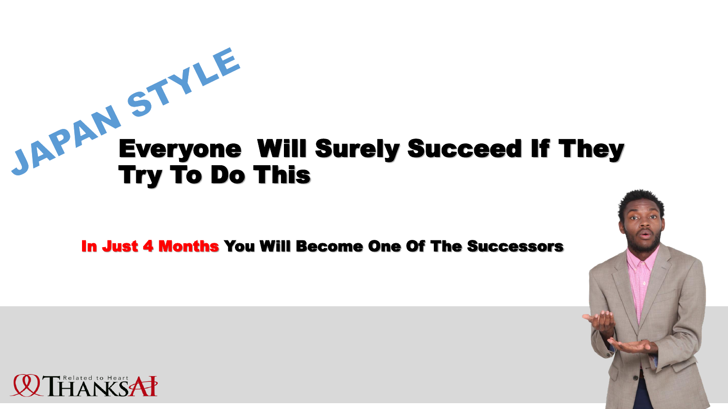JAPAN STYLE

# Everyone Will Surely Succeed If They Try To Do This

**In Just 4 Months You Will Become One Of The Successors**

THANKSAI
Related to Heart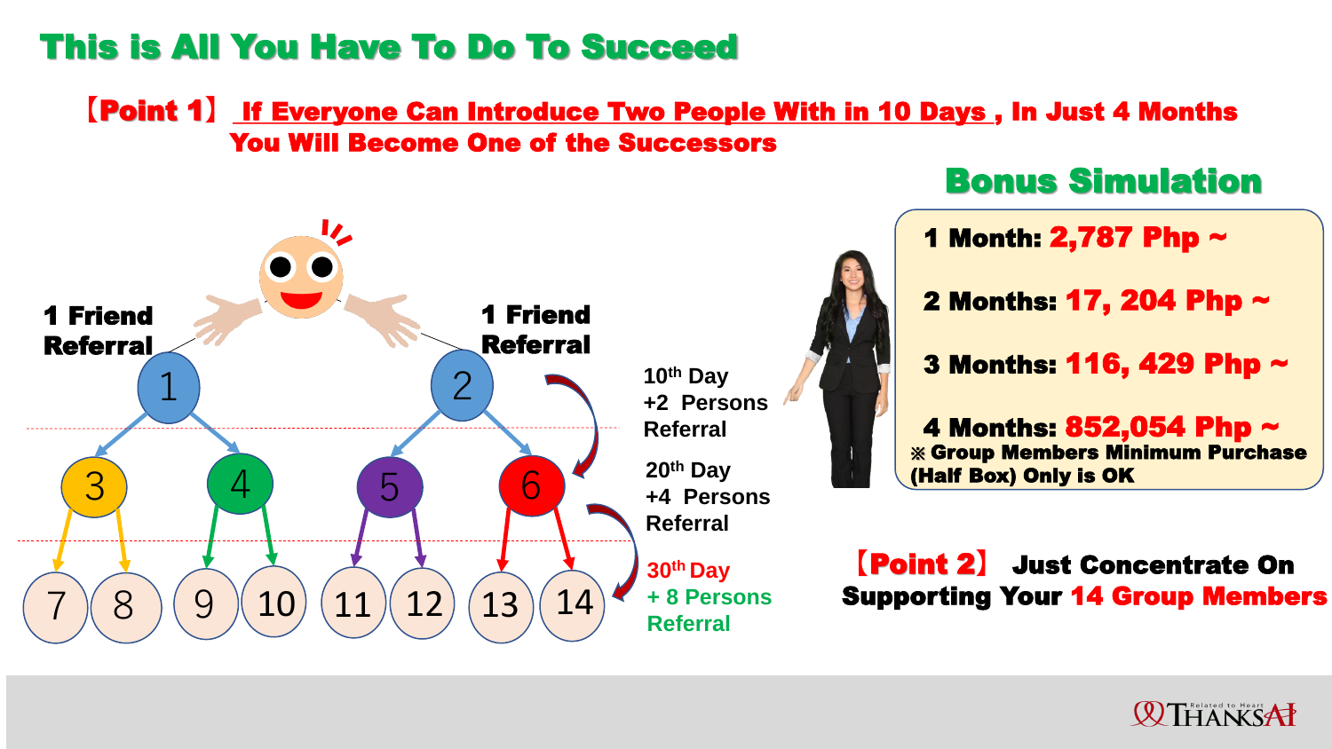# This is All You Have To Do To Succeed

**【Point 1】 If Everyone Can Introduce Two People With in 10 Days , In Just 4 Months You Will Become One of the Successors**

1 Friend Referral

1 Friend Referral

1, 2

3, 4, 5, 6

7, 8, 9, 10, 11, 12, 13, 14

10th Day
+2 Persons Referral

20th Day
+4 Persons Referral

30th Day
+ 8 Persons Referral

## Bonus Simulation

**1 Month: 2,787 Php ~**

**2 Months: 17, 204 Php ~**

**3 Months: 116, 429 Php ~**

**4 Months: 852,054 Php ~**

※ Group Members Minimum Purchase (Half Box) Only is OK

**【Point 2】 Just Concentrate On Supporting Your 14 Group Members**

THANKSAI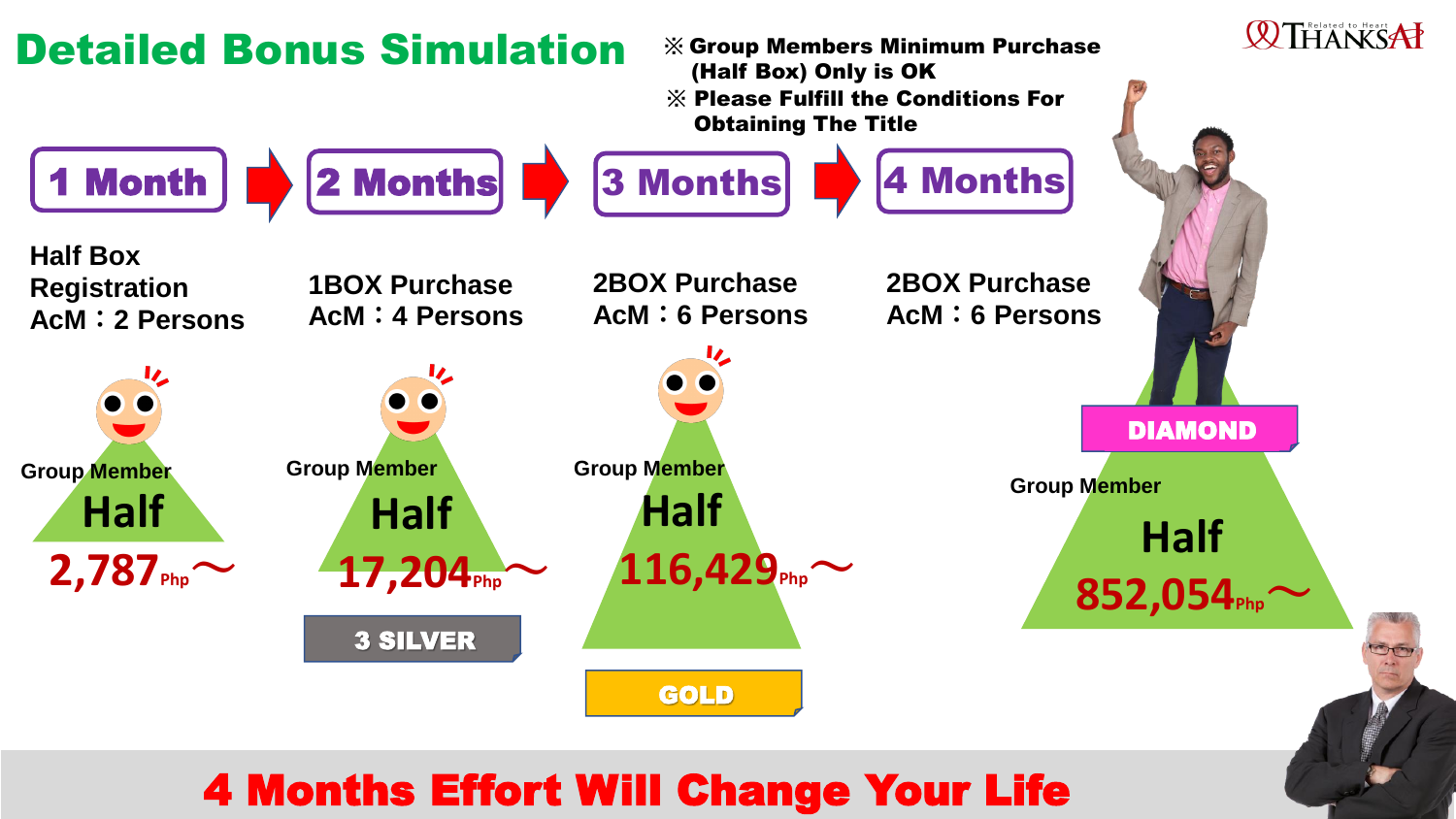# Detailed Bonus Simulation

※ Group Members Minimum Purchase (Half Box) Only is OK

※ Please Fulfill the Conditions For Obtaining The Title

THANKSAI (Related to Heart)

| 1 Month | 2 Months | 3 Months | 4 Months |
|---|---|---|---|
| Half Box Registration<br>AcM：2 Persons | 1BOX Purchase<br>AcM：4 Persons | 2BOX Purchase<br>AcM：6 Persons | 2BOX Purchase<br>AcM：6 Persons |
| Group Member Half | Group Member Half | Group Member Half | Group Member Half |
| 2,787 Php～ | 17,204 Php～ | 116,429 Php～ | 852,054 Php～ |
| | 3 SILVER | GOLD | DIAMOND |

**4 Months Effort Will Change Your Life**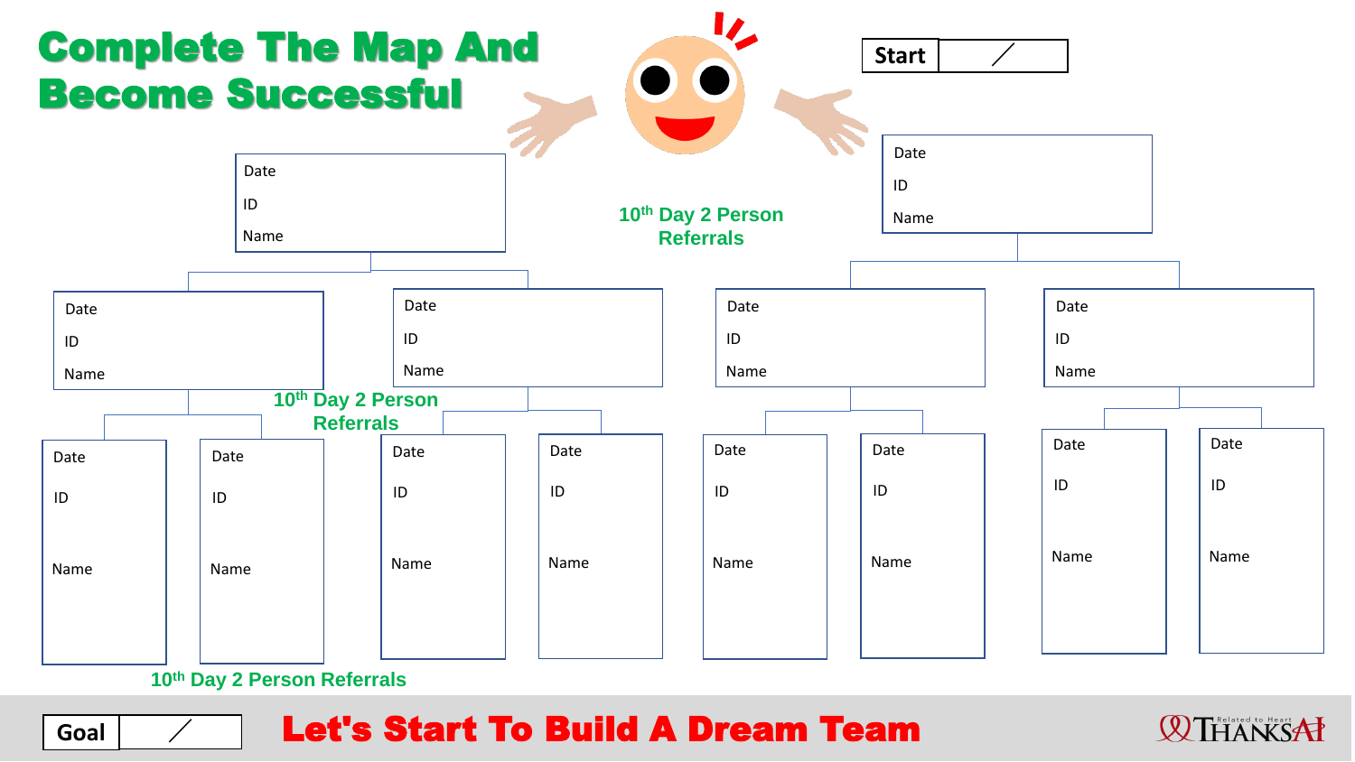# Complete The Map And Become Successful

Start | /

Date
ID
Name

10th Day 2 Person Referrals

Date
ID
Name

Date
ID
Name

Date
ID
Name

Date
ID
Name

Date
ID
Name

10th Day 2 Person Referrals

Date
ID
Name

Date
ID
Name

Date
ID
Name

Date
ID
Name

Date
ID
Name

Date
ID
Name

Date
ID
Name

Date
ID
Name

10th Day 2 Person Referrals

Goal | /

**Let's Start To Build A Dream Team**

ThanksAI — Related to Heart